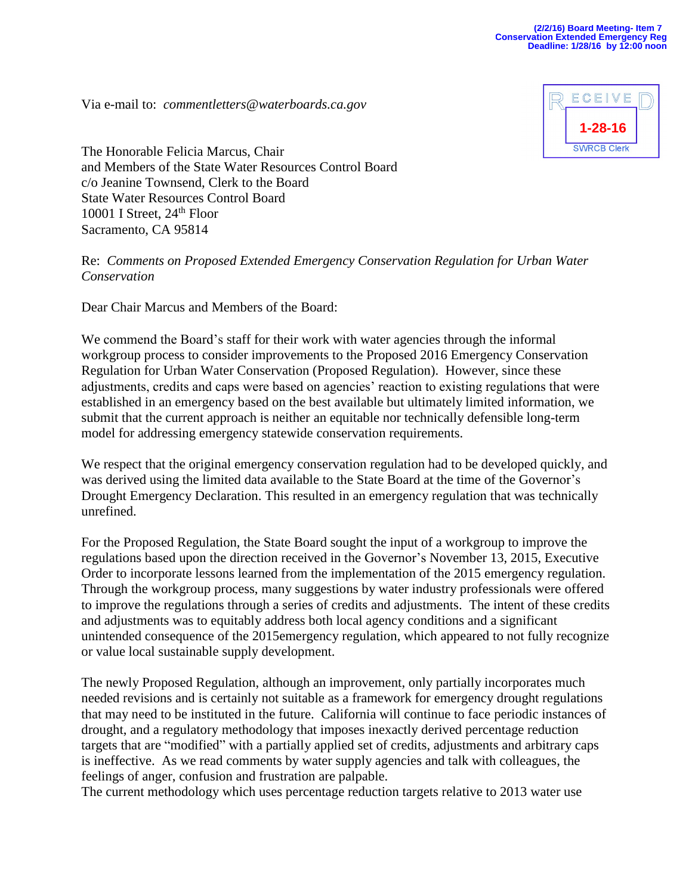(2/2/16) Board Meeting- Item 7
Conservation Extended Emergency Reg
Deadline: 1/28/16 by 12:00 noon

RECEIVED
1-28-16
SWRCB Clerk

Via e-mail to: *commentletters@waterboards.ca.gov*

The Honorable Felicia Marcus, Chair
and Members of the State Water Resources Control Board
c/o Jeanine Townsend, Clerk to the Board
State Water Resources Control Board
10001 I Street, 24th Floor
Sacramento, CA 95814

Re: *Comments on Proposed Extended Emergency Conservation Regulation for Urban Water Conservation*

Dear Chair Marcus and Members of the Board:

We commend the Board's staff for their work with water agencies through the informal workgroup process to consider improvements to the Proposed 2016 Emergency Conservation Regulation for Urban Water Conservation (Proposed Regulation). However, since these adjustments, credits and caps were based on agencies' reaction to existing regulations that were established in an emergency based on the best available but ultimately limited information, we submit that the current approach is neither an equitable nor technically defensible long-term model for addressing emergency statewide conservation requirements.

We respect that the original emergency conservation regulation had to be developed quickly, and was derived using the limited data available to the State Board at the time of the Governor's Drought Emergency Declaration. This resulted in an emergency regulation that was technically unrefined.

For the Proposed Regulation, the State Board sought the input of a workgroup to improve the regulations based upon the direction received in the Governor's November 13, 2015, Executive Order to incorporate lessons learned from the implementation of the 2015 emergency regulation. Through the workgroup process, many suggestions by water industry professionals were offered to improve the regulations through a series of credits and adjustments. The intent of these credits and adjustments was to equitably address both local agency conditions and a significant unintended consequence of the 2015emergency regulation, which appeared to not fully recognize or value local sustainable supply development.

The newly Proposed Regulation, although an improvement, only partially incorporates much needed revisions and is certainly not suitable as a framework for emergency drought regulations that may need to be instituted in the future. California will continue to face periodic instances of drought, and a regulatory methodology that imposes inexactly derived percentage reduction targets that are "modified" with a partially applied set of credits, adjustments and arbitrary caps is ineffective. As we read comments by water supply agencies and talk with colleagues, the feelings of anger, confusion and frustration are palpable.

The current methodology which uses percentage reduction targets relative to 2013 water use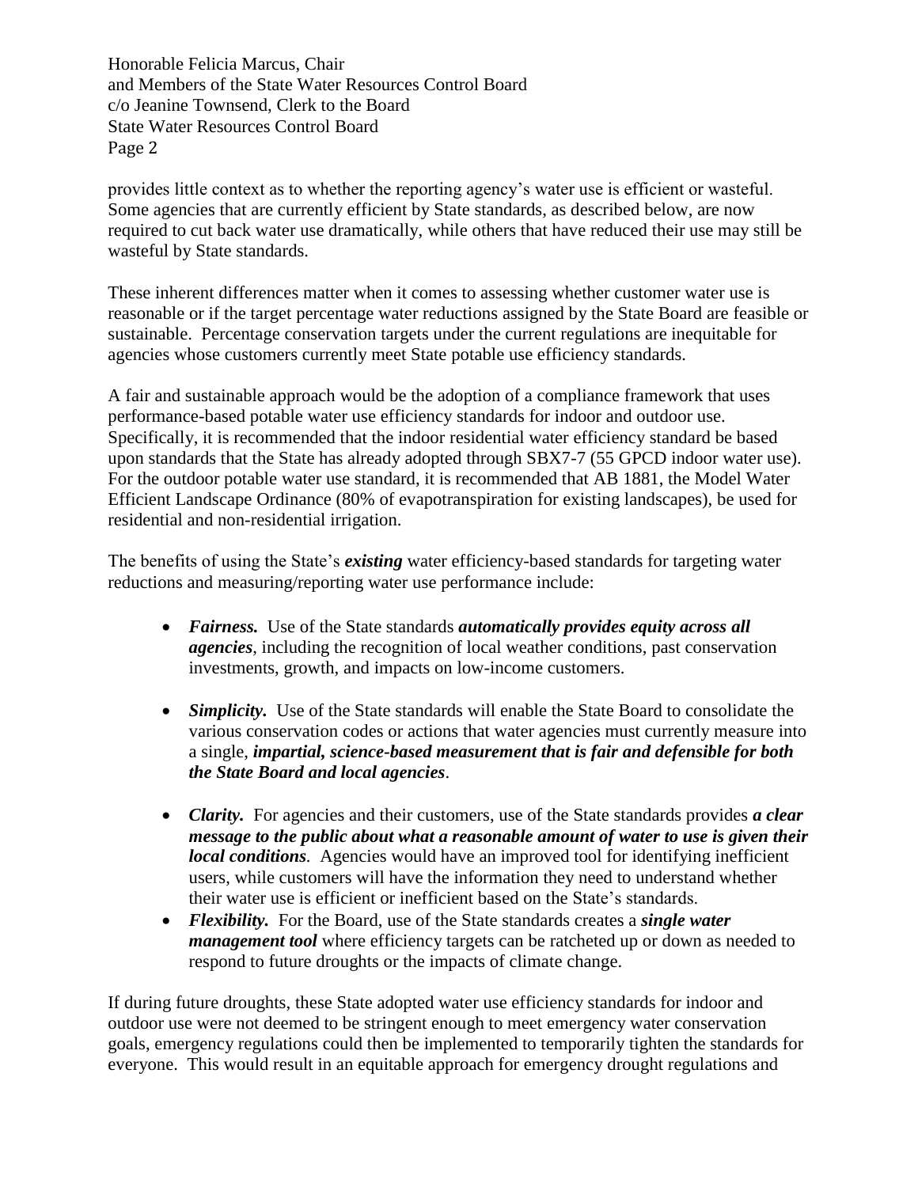provides little context as to whether the reporting agency's water use is efficient or wasteful. Some agencies that are currently efficient by State standards, as described below, are now required to cut back water use dramatically, while others that have reduced their use may still be wasteful by State standards.

These inherent differences matter when it comes to assessing whether customer water use is reasonable or if the target percentage water reductions assigned by the State Board are feasible or sustainable. Percentage conservation targets under the current regulations are inequitable for agencies whose customers currently meet State potable use efficiency standards.

A fair and sustainable approach would be the adoption of a compliance framework that uses performance-based potable water use efficiency standards for indoor and outdoor use. Specifically, it is recommended that the indoor residential water efficiency standard be based upon standards that the State has already adopted through SBX7-7 (55 GPCD indoor water use). For the outdoor potable water use standard, it is recommended that AB 1881, the Model Water Efficient Landscape Ordinance (80% of evapotranspiration for existing landscapes), be used for residential and non-residential irrigation.

The benefits of using the State's ***existing*** water efficiency-based standards for targeting water reductions and measuring/reporting water use performance include:

- ***Fairness.*** Use of the State standards ***automatically provides equity across all agencies***, including the recognition of local weather conditions, past conservation investments, growth, and impacts on low-income customers.

- ***Simplicity.*** Use of the State standards will enable the State Board to consolidate the various conservation codes or actions that water agencies must currently measure into a single, ***impartial, science-based measurement that is fair and defensible for both the State Board and local agencies***.

- ***Clarity.*** For agencies and their customers, use of the State standards provides ***a clear message to the public about what a reasonable amount of water to use is given their local conditions***. Agencies would have an improved tool for identifying inefficient users, while customers will have the information they need to understand whether their water use is efficient or inefficient based on the State's standards.
- ***Flexibility.*** For the Board, use of the State standards creates a ***single water management tool*** where efficiency targets can be ratcheted up or down as needed to respond to future droughts or the impacts of climate change.

If during future droughts, these State adopted water use efficiency standards for indoor and outdoor use were not deemed to be stringent enough to meet emergency water conservation goals, emergency regulations could then be implemented to temporarily tighten the standards for everyone. This would result in an equitable approach for emergency drought regulations and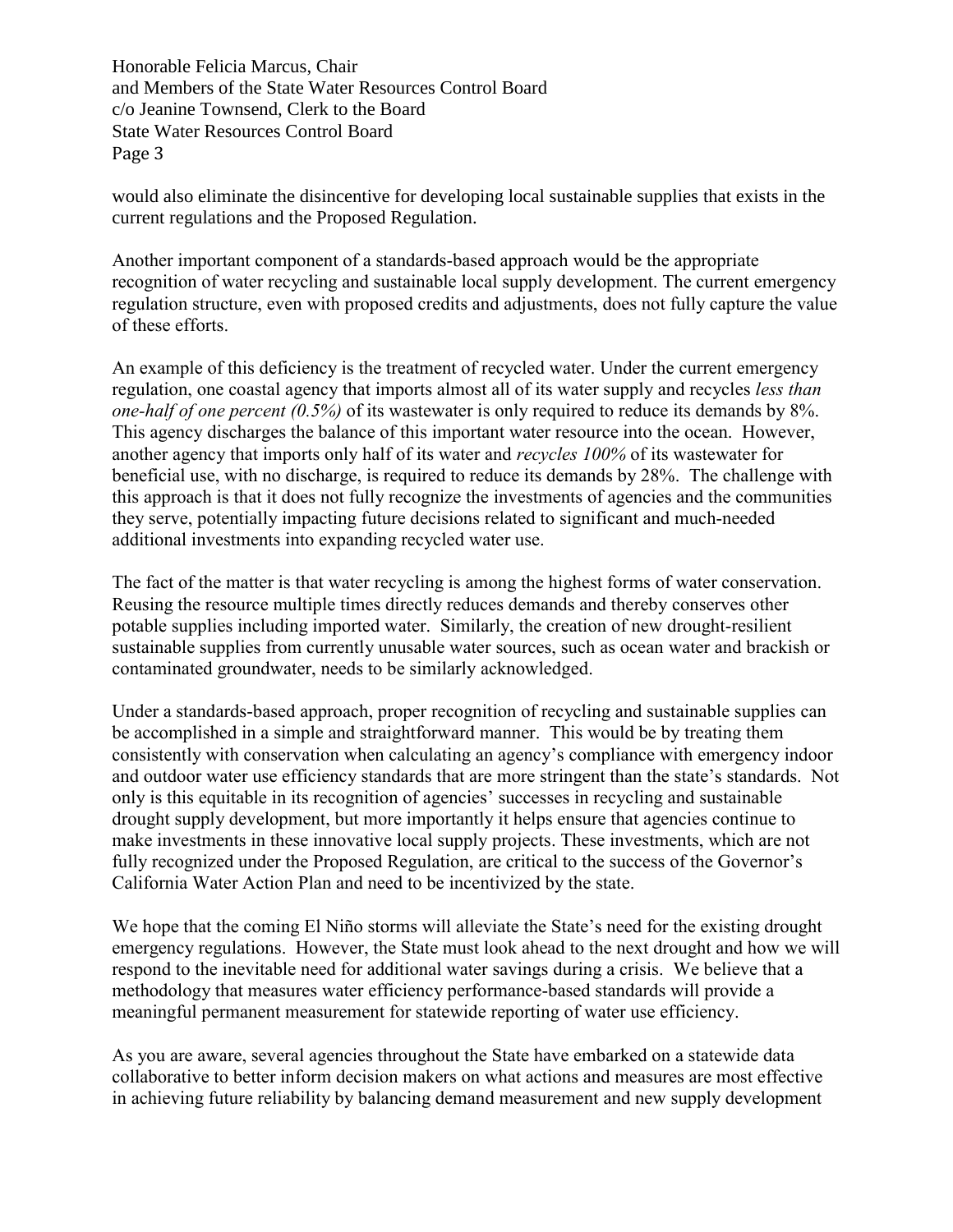would also eliminate the disincentive for developing local sustainable supplies that exists in the current regulations and the Proposed Regulation.

Another important component of a standards-based approach would be the appropriate recognition of water recycling and sustainable local supply development. The current emergency regulation structure, even with proposed credits and adjustments, does not fully capture the value of these efforts.

An example of this deficiency is the treatment of recycled water. Under the current emergency regulation, one coastal agency that imports almost all of its water supply and recycles *less than one-half of one percent (0.5%)* of its wastewater is only required to reduce its demands by 8%. This agency discharges the balance of this important water resource into the ocean. However, another agency that imports only half of its water and *recycles 100%* of its wastewater for beneficial use, with no discharge, is required to reduce its demands by 28%. The challenge with this approach is that it does not fully recognize the investments of agencies and the communities they serve, potentially impacting future decisions related to significant and much-needed additional investments into expanding recycled water use.

The fact of the matter is that water recycling is among the highest forms of water conservation. Reusing the resource multiple times directly reduces demands and thereby conserves other potable supplies including imported water. Similarly, the creation of new drought-resilient sustainable supplies from currently unusable water sources, such as ocean water and brackish or contaminated groundwater, needs to be similarly acknowledged.

Under a standards-based approach, proper recognition of recycling and sustainable supplies can be accomplished in a simple and straightforward manner. This would be by treating them consistently with conservation when calculating an agency's compliance with emergency indoor and outdoor water use efficiency standards that are more stringent than the state's standards. Not only is this equitable in its recognition of agencies' successes in recycling and sustainable drought supply development, but more importantly it helps ensure that agencies continue to make investments in these innovative local supply projects. These investments, which are not fully recognized under the Proposed Regulation, are critical to the success of the Governor's California Water Action Plan and need to be incentivized by the state.

We hope that the coming El Niño storms will alleviate the State's need for the existing drought emergency regulations. However, the State must look ahead to the next drought and how we will respond to the inevitable need for additional water savings during a crisis. We believe that a methodology that measures water efficiency performance-based standards will provide a meaningful permanent measurement for statewide reporting of water use efficiency.

As you are aware, several agencies throughout the State have embarked on a statewide data collaborative to better inform decision makers on what actions and measures are most effective in achieving future reliability by balancing demand measurement and new supply development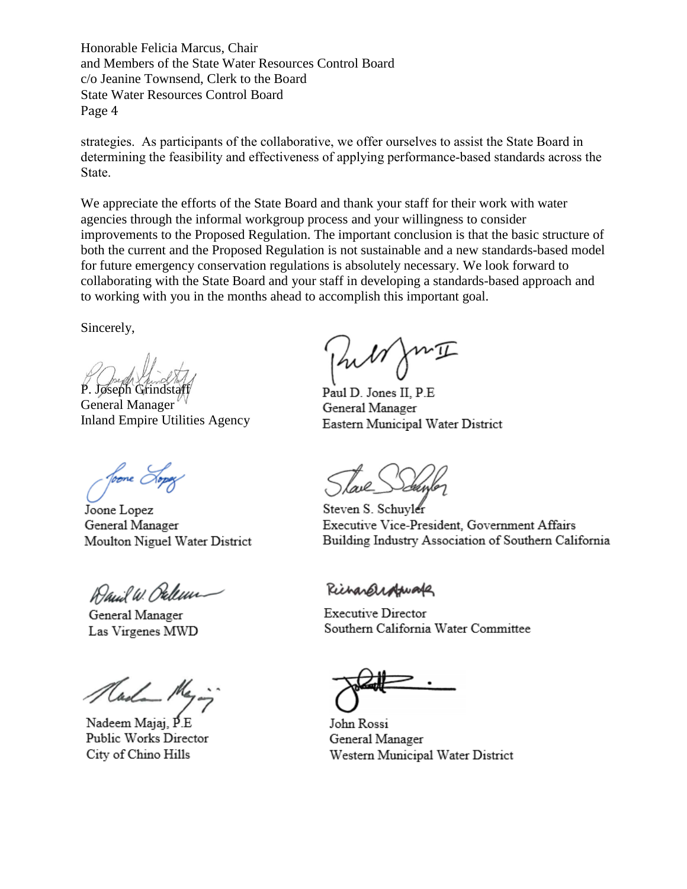strategies. As participants of the collaborative, we offer ourselves to assist the State Board in determining the feasibility and effectiveness of applying performance-based standards across the State.

We appreciate the efforts of the State Board and thank your staff for their work with water agencies through the informal workgroup process and your willingness to consider improvements to the Proposed Regulation. The important conclusion is that the basic structure of both the current and the Proposed Regulation is not sustainable and a new standards-based model for future emergency conservation regulations is absolutely necessary. We look forward to collaborating with the State Board and your staff in developing a standards-based approach and to working with you in the months ahead to accomplish this important goal.

Sincerely,

P. Joseph Grindstaff
General Manager
Inland Empire Utilities Agency

Paul D. Jones II, P.E
General Manager
Eastern Municipal Water District

Joone Lopez
General Manager
Moulton Niguel Water District

Steven S. Schuyler
Executive Vice-President, Government Affairs
Building Industry Association of Southern California

General Manager
Las Virgenes MWD

Executive Director
Southern California Water Committee

Nadeem Majaj, P.E
Public Works Director
City of Chino Hills

John Rossi
General Manager
Western Municipal Water District